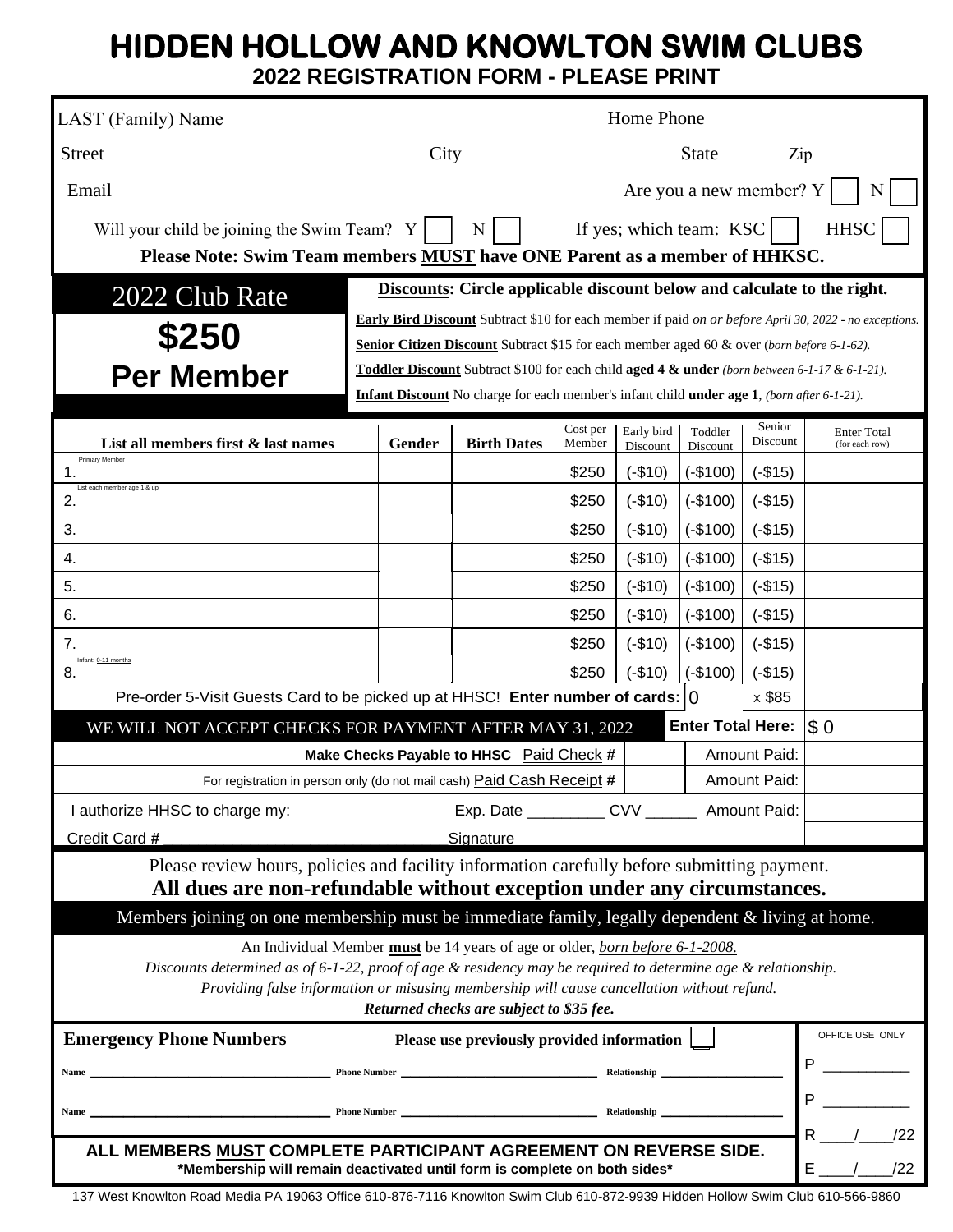# HIDDEN HOLLOW AND KNOWLTON SWIM CLUBS

## 2022 REGISTRATION FORM - PLEASE PRINT

LAST (Family) Name Home Phone

Street City State Zip

Email Are you a new member? Y [ ] N [ ]

Will your child be joining the Swim Team? Y [ ] N [ ] If yes; which team: KSC [ ] HHSC [ ]

**Please Note: Swim Team members MUST have ONE Parent as a member of HHKSC.**

2022 Club Rate

**$250 Per Member**

**Discounts: Circle applicable discount below and calculate to the right.**

**Early Bird Discount** Subtract $10 for each member if paid *on or before April 30, 2022 - no exceptions.*

**Senior Citizen Discount** Subtract $15 for each member aged 60 & over (*born before 6-1-62).*

**Toddler Discount** Subtract $100 for each child **aged 4 & under** *(born between 6-1-17 & 6-1-21).*

**Infant Discount** No charge for each member's infant child **under age 1**, *(born after 6-1-21).*

| List all members first & last names | Gender | Birth Dates | Cost per Member | Early bird Discount | Toddler Discount | Senior Discount | Enter Total (for each row) |
|---|---|---|---|---|---|---|---|
| Primary Member 1. | | | $250 | (-$10) | (-$100) | (-$15) | |
| List each member age 1 & up 2. | | | $250 | (-$10) | (-$100) | (-$15) | |
| 3. | | | $250 | (-$10) | (-$100) | (-$15) | |
| 4. | | | $250 | (-$10) | (-$100) | (-$15) | |
| 5. | | | $250 | (-$10) | (-$100) | (-$15) | |
| 6. | | | $250 | (-$10) | (-$100) | (-$15) | |
| 7. | | | $250 | (-$10) | (-$100) | (-$15) | |
| Infant: 0-11 months 8. | | | $250 | (-$10) | (-$100) | (-$15) | |

Pre-order 5-Visit Guests Card to be picked up at HHSC! **Enter number of cards:** 0 x $85

WE WILL NOT ACCEPT CHECKS FOR PAYMENT AFTER MAY 31, 2022 **Enter Total Here:** $ 0

**Make Checks Payable to HHSC** Paid Check # Amount Paid:

For registration in person only (do not mail cash) Paid Cash Receipt # Amount Paid:

I authorize HHSC to charge my: Exp. Date _________ CVV ______ Amount Paid:

Credit Card # ____________________________ Signature

Please review hours, policies and facility information carefully before submitting payment.

**All dues are non-refundable without exception under any circumstances.**

Members joining on one membership must be immediate family, legally dependent & living at home.

An Individual Member **must** be 14 years of age or older, *born before 6-1-2008.*

*Discounts determined as of 6-1-22, proof of age & residency may be required to determine age & relationship.*

*Providing false information or misusing membership will cause cancellation without refund.*

***Returned checks are subject to $35 fee.***

**Emergency Phone Numbers** **Please use previously provided information** [ ]

**Name** ____________________ **Phone Number** ____________________ **Relationship** ____________________

**Name** ____________________ **Phone Number** ____________________ **Relationship** ____________________

OFFICE USE ONLY

P __________

P __________

R ____/____/22

E ____/____/22

**ALL MEMBERS MUST COMPLETE PARTICIPANT AGREEMENT ON REVERSE SIDE.**

***Membership will remain deactivated until form is complete on both sides***

137 West Knowlton Road Media PA 19063 Office 610-876-7116 Knowlton Swim Club 610-872-9939 Hidden Hollow Swim Club 610-566-9860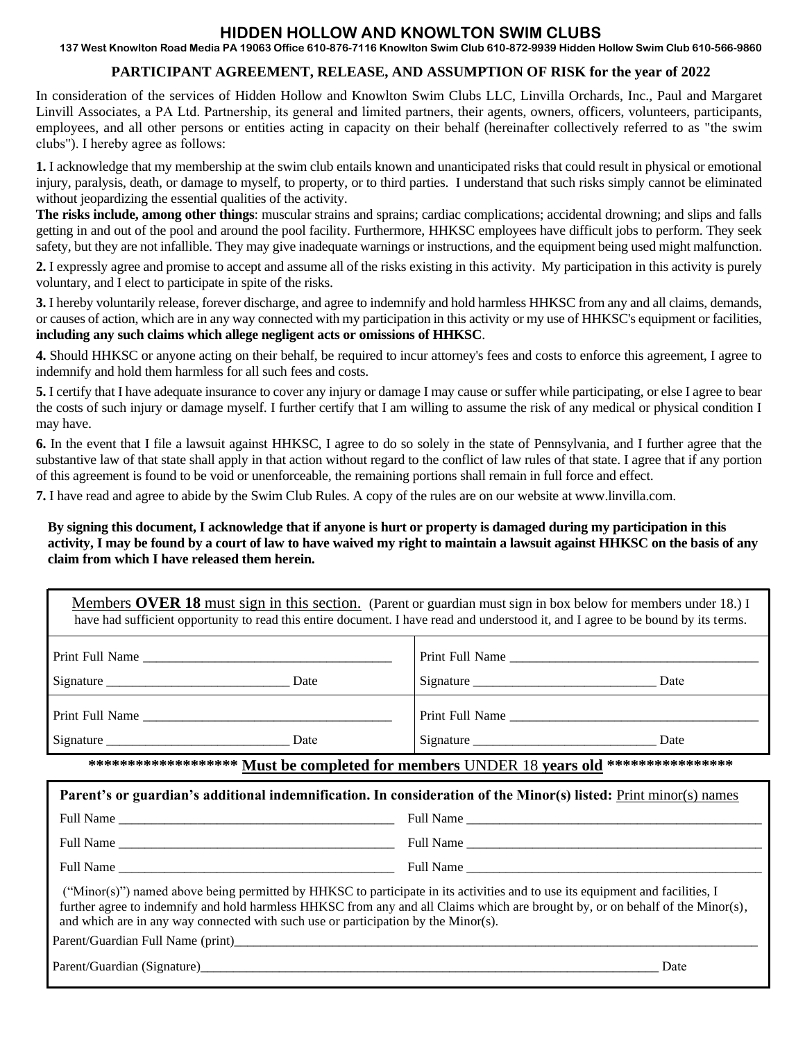# HIDDEN HOLLOW AND KNOWLTON SWIM CLUBS

**137 West Knowlton Road Media PA 19063 Office 610-876-7116 Knowlton Swim Club 610-872-9939 Hidden Hollow Swim Club 610-566-9860**

## PARTICIPANT AGREEMENT, RELEASE, AND ASSUMPTION OF RISK for the year of 2022

In consideration of the services of Hidden Hollow and Knowlton Swim Clubs LLC, Linvilla Orchards, Inc., Paul and Margaret Linvill Associates, a PA Ltd. Partnership, its general and limited partners, their agents, owners, officers, volunteers, participants, employees, and all other persons or entities acting in capacity on their behalf (hereinafter collectively referred to as "the swim clubs"). I hereby agree as follows:

**1.** I acknowledge that my membership at the swim club entails known and unanticipated risks that could result in physical or emotional injury, paralysis, death, or damage to myself, to property, or to third parties. I understand that such risks simply cannot be eliminated without jeopardizing the essential qualities of the activity.

**The risks include, among other things**: muscular strains and sprains; cardiac complications; accidental drowning; and slips and falls getting in and out of the pool and around the pool facility. Furthermore, HHKSC employees have difficult jobs to perform. They seek safety, but they are not infallible. They may give inadequate warnings or instructions, and the equipment being used might malfunction.

**2.** I expressly agree and promise to accept and assume all of the risks existing in this activity. My participation in this activity is purely voluntary, and I elect to participate in spite of the risks.

**3.** I hereby voluntarily release, forever discharge, and agree to indemnify and hold harmless HHKSC from any and all claims, demands, or causes of action, which are in any way connected with my participation in this activity or my use of HHKSC's equipment or facilities, **including any such claims which allege negligent acts or omissions of HHKSC**.

**4.** Should HHKSC or anyone acting on their behalf, be required to incur attorney's fees and costs to enforce this agreement, I agree to indemnify and hold them harmless for all such fees and costs.

**5.** I certify that I have adequate insurance to cover any injury or damage I may cause or suffer while participating, or else I agree to bear the costs of such injury or damage myself. I further certify that I am willing to assume the risk of any medical or physical condition I may have.

**6.** In the event that I file a lawsuit against HHKSC, I agree to do so solely in the state of Pennsylvania, and I further agree that the substantive law of that state shall apply in that action without regard to the conflict of law rules of that state. I agree that if any portion of this agreement is found to be void or unenforceable, the remaining portions shall remain in full force and effect.

**7.** I have read and agree to abide by the Swim Club Rules. A copy of the rules are on our website at www.linvilla.com.

**By signing this document, I acknowledge that if anyone is hurt or property is damaged during my participation in this activity, I may be found by a court of law to have waived my right to maintain a lawsuit against HHKSC on the basis of any claim from which I have released them herein.**

Members **OVER 18** must sign in this section. (Parent or guardian must sign in box below for members under 18.) I have had sufficient opportunity to read this entire document. I have read and understood it, and I agree to be bound by its terms.

| | |
|---|---|
| Print Full Name ______________________ | Print Full Name ______________________ |
| Signature ______________________ Date | Signature ______________________ Date |
| Print Full Name ______________________ | Print Full Name ______________________ |
| Signature ______________________ Date | Signature ______________________ Date |

****************** **Must be completed for members** UNDER 18 **years old** ****************

**Parent's or guardian's additional indemnification. In consideration of the Minor(s) listed:** Print minor(s) names

| | |
|---|---|
| Full Name ______________________ | Full Name ______________________ |
| Full Name ______________________ | Full Name ______________________ |
| Full Name ______________________ | Full Name ______________________ |

("Minor(s)") named above being permitted by HHKSC to participate in its activities and to use its equipment and facilities, I further agree to indemnify and hold harmless HHKSC from any and all Claims which are brought by, or on behalf of the Minor(s), and which are in any way connected with such use or participation by the Minor(s).

Parent/Guardian Full Name (print)______________________________________________

Parent/Guardian (Signature)______________________________________________ Date